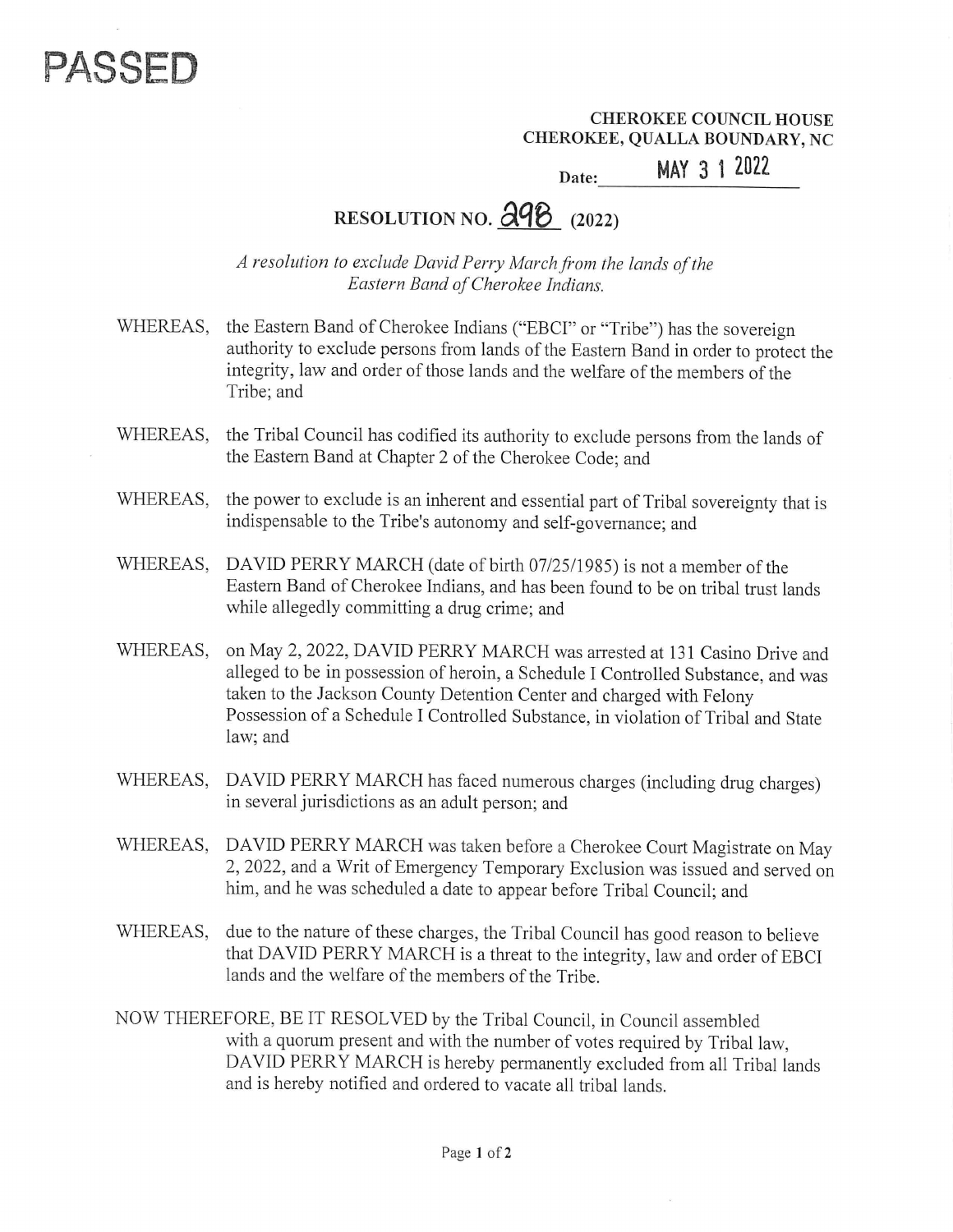PASSED

**CHEROKEE COUNCIL HOUSE**
**CHEROKEE, QUALLA BOUNDARY, NC**

**Date:** MAY 3 1 2022

# RESOLUTION NO. 298 (2022)

*A resolution to exclude David Perry March from the lands of the Eastern Band of Cherokee Indians.*

WHEREAS, the Eastern Band of Cherokee Indians ("EBCI" or "Tribe") has the sovereign authority to exclude persons from lands of the Eastern Band in order to protect the integrity, law and order of those lands and the welfare of the members of the Tribe; and

WHEREAS, the Tribal Council has codified its authority to exclude persons from the lands of the Eastern Band at Chapter 2 of the Cherokee Code; and

WHEREAS, the power to exclude is an inherent and essential part of Tribal sovereignty that is indispensable to the Tribe's autonomy and self-governance; and

WHEREAS, DAVID PERRY MARCH (date of birth 07/25/1985) is not a member of the Eastern Band of Cherokee Indians, and has been found to be on tribal trust lands while allegedly committing a drug crime; and

WHEREAS, on May 2, 2022, DAVID PERRY MARCH was arrested at 131 Casino Drive and alleged to be in possession of heroin, a Schedule I Controlled Substance, and was taken to the Jackson County Detention Center and charged with Felony Possession of a Schedule I Controlled Substance, in violation of Tribal and State law; and

WHEREAS, DAVID PERRY MARCH has faced numerous charges (including drug charges) in several jurisdictions as an adult person; and

WHEREAS, DAVID PERRY MARCH was taken before a Cherokee Court Magistrate on May 2, 2022, and a Writ of Emergency Temporary Exclusion was issued and served on him, and he was scheduled a date to appear before Tribal Council; and

WHEREAS, due to the nature of these charges, the Tribal Council has good reason to believe that DAVID PERRY MARCH is a threat to the integrity, law and order of EBCI lands and the welfare of the members of the Tribe.

NOW THEREFORE, BE IT RESOLVED by the Tribal Council, in Council assembled with a quorum present and with the number of votes required by Tribal law, DAVID PERRY MARCH is hereby permanently excluded from all Tribal lands and is hereby notified and ordered to vacate all tribal lands.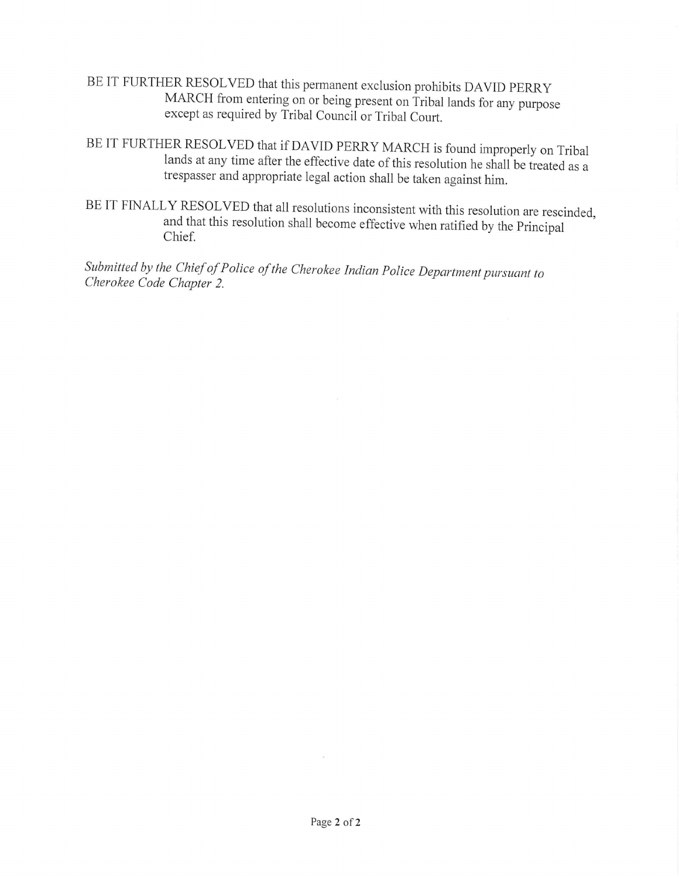BE IT FURTHER RESOLVED that this permanent exclusion prohibits DAVID PERRY MARCH from entering on or being present on Tribal lands for any purpose except as required by Tribal Council or Tribal Court.

BE IT FURTHER RESOLVED that if DAVID PERRY MARCH is found improperly on Tribal lands at any time after the effective date of this resolution he shall be treated as a trespasser and appropriate legal action shall be taken against him.

BE IT FINALLY RESOLVED that all resolutions inconsistent with this resolution are rescinded, and that this resolution shall become effective when ratified by the Principal Chief.

*Submitted by the Chief of Police of the Cherokee Indian Police Department pursuant to Cherokee Code Chapter 2.*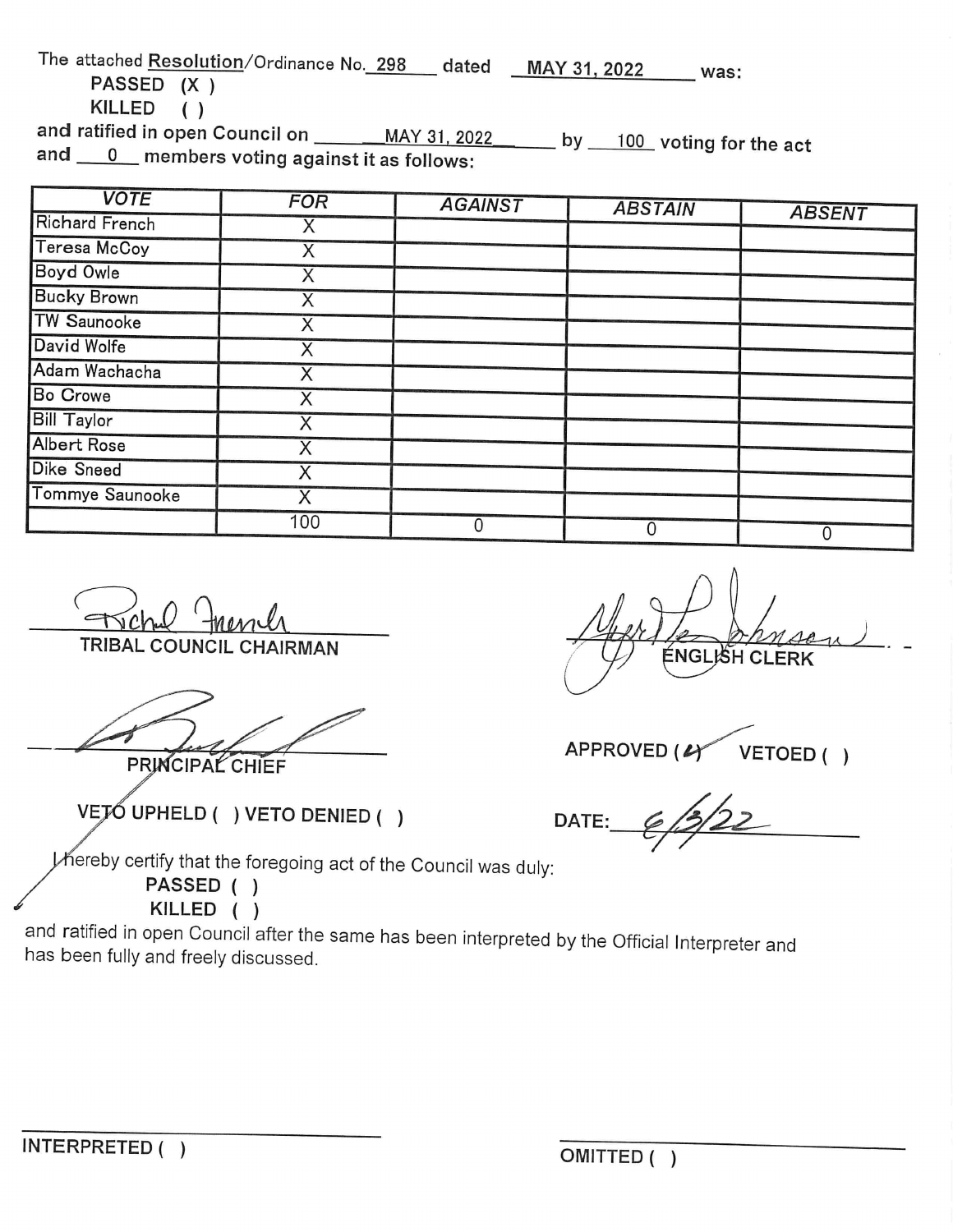The attached Resolution/Ordinance No. 298 dated MAY 31, 2022 was:

PASSED (X)

KILLED ( )

and ratified in open Council on MAY 31, 2022 by 100 voting for the act and 0 members voting against it as follows:

| VOTE | FOR | AGAINST | ABSTAIN | ABSENT |
|---|---|---|---|---|
| Richard French | X | | | |
| Teresa McCoy | X | | | |
| Boyd Owle | X | | | |
| Bucky Brown | X | | | |
| TW Saunooke | X | | | |
| David Wolfe | X | | | |
| Adam Wachacha | X | | | |
| Bo Crowe | X | | | |
| Bill Taylor | X | | | |
| Albert Rose | X | | | |
| Dike Sneed | X | | | |
| Tommye Saunooke | X | | | |
| | 100 | 0 | 0 | 0 |

TRIBAL COUNCIL CHAIRMAN

ENGLISH CLERK

PRINCIPAL CHIEF

APPROVED (✓) VETOED ( )

VETO UPHELD ( ) VETO DENIED ( )

DATE: 6/3/22

I hereby certify that the foregoing act of the Council was duly:

PASSED ( )

KILLED ( )

and ratified in open Council after the same has been interpreted by the Official Interpreter and has been fully and freely discussed.

INTERPRETED ( )

OMITTED ( )